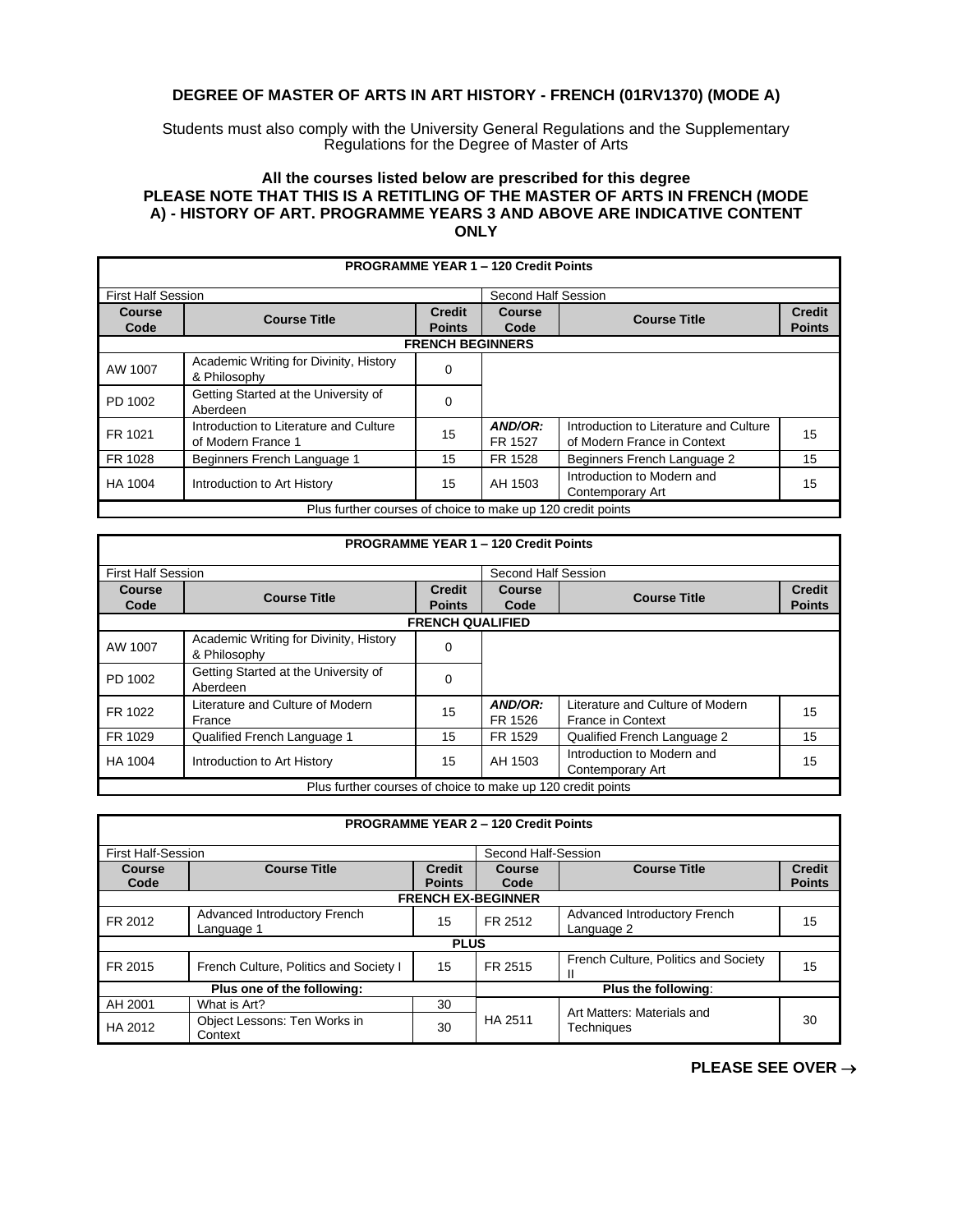# DEGREE OF MASTER OF ARTS IN ART HISTORY - FRENCH (01RV1370) (MODE A)

Students must also comply with the University General Regulations and the Supplementary Regulations for the Degree of Master of Arts

**All the courses listed below are prescribed for this degree**
**PLEASE NOTE THAT THIS IS A RETITLING OF THE MASTER OF ARTS IN FRENCH (MODE A) - HISTORY OF ART. PROGRAMME YEARS 3 AND ABOVE ARE INDICATIVE CONTENT ONLY**

| PROGRAMME YEAR 1 – 120 Credit Points | | | | | |
|---|---|---|---|---|---|
| First Half Session | | | Second Half Session | | |
| **Course Code** | **Course Title** | **Credit Points** | **Course Code** | **Course Title** | **Credit Points** |
| **FRENCH BEGINNERS** | | | | | |
| AW 1007 | Academic Writing for Divinity, History & Philosophy | 0 | | | |
| PD 1002 | Getting Started at the University of Aberdeen | 0 | | | |
| FR 1021 | Introduction to Literature and Culture of Modern France 1 | 15 | ***AND/OR:*** FR 1527 | Introduction to Literature and Culture of Modern France in Context | 15 |
| FR 1028 | Beginners French Language 1 | 15 | FR 1528 | Beginners French Language 2 | 15 |
| HA 1004 | Introduction to Art History | 15 | AH 1503 | Introduction to Modern and Contemporary Art | 15 |
| Plus further courses of choice to make up 120 credit points | | | | | |

| PROGRAMME YEAR 1 – 120 Credit Points | | | | | |
|---|---|---|---|---|---|
| First Half Session | | | Second Half Session | | |
| **Course Code** | **Course Title** | **Credit Points** | **Course Code** | **Course Title** | **Credit Points** |
| **FRENCH QUALIFIED** | | | | | |
| AW 1007 | Academic Writing for Divinity, History & Philosophy | 0 | | | |
| PD 1002 | Getting Started at the University of Aberdeen | 0 | | | |
| FR 1022 | Literature and Culture of Modern France | 15 | ***AND/OR:*** FR 1526 | Literature and Culture of Modern France in Context | 15 |
| FR 1029 | Qualified French Language 1 | 15 | FR 1529 | Qualified French Language 2 | 15 |
| HA 1004 | Introduction to Art History | 15 | AH 1503 | Introduction to Modern and Contemporary Art | 15 |
| Plus further courses of choice to make up 120 credit points | | | | | |

| PROGRAMME YEAR 2 – 120 Credit Points | | | | | |
|---|---|---|---|---|---|
| First Half-Session | | | Second Half-Session | | |
| **Course Code** | **Course Title** | **Credit Points** | **Course Code** | **Course Title** | **Credit Points** |
| **FRENCH EX-BEGINNER** | | | | | |
| FR 2012 | Advanced Introductory French Language 1 | 15 | FR 2512 | Advanced Introductory French Language 2 | 15 |
| **PLUS** | | | | | |
| FR 2015 | French Culture, Politics and Society I | 15 | FR 2515 | French Culture, Politics and Society II | 15 |
| **Plus one of the following:** | | | **Plus the following:** | | |
| AH 2001 | What is Art? | 30 | HA 2511 | Art Matters: Materials and Techniques | 30 |
| HA 2012 | Object Lessons: Ten Works in Context | 30 | | | |

**PLEASE SEE OVER →**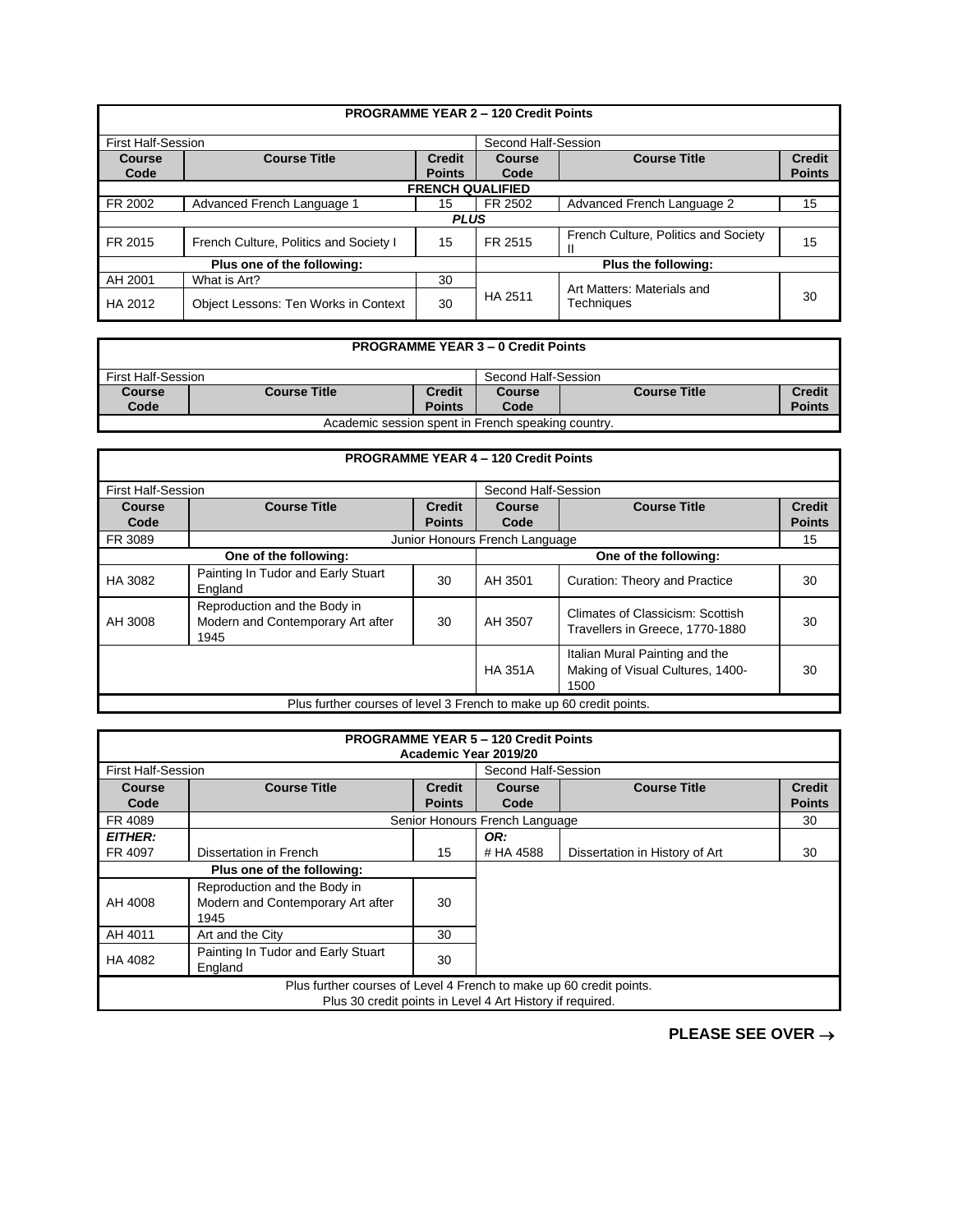| PROGRAMME YEAR 2 – 120 Credit Points | | | | | |
|---|---|---|---|---|---|
| First Half-Session | | | Second Half-Session | | |
| **Course Code** | **Course Title** | **Credit Points** | **Course Code** | **Course Title** | **Credit Points** |
| **FRENCH QUALIFIED** | | | | | |
| FR 2002 | Advanced French Language 1 | 15 | FR 2502 | Advanced French Language 2 | 15 |
| ***PLUS*** | | | | | |
| FR 2015 | French Culture, Politics and Society I | 15 | FR 2515 | French Culture, Politics and Society II | 15 |
| **Plus one of the following:** | | | **Plus the following:** | | |
| AH 2001 | What is Art? | 30 | HA 2511 | Art Matters: Materials and Techniques | 30 |
| HA 2012 | Object Lessons: Ten Works in Context | 30 | | | |

| PROGRAMME YEAR 3 – 0 Credit Points | | | | | |
|---|---|---|---|---|---|
| First Half-Session | | | Second Half-Session | | |
| **Course Code** | **Course Title** | **Credit Points** | **Course Code** | **Course Title** | **Credit Points** |
| Academic session spent in French speaking country. | | | | | |

| PROGRAMME YEAR 4 – 120 Credit Points | | | | | |
|---|---|---|---|---|---|
| First Half-Session | | | Second Half-Session | | |
| **Course Code** | **Course Title** | **Credit Points** | **Course Code** | **Course Title** | **Credit Points** |
| FR 3089 | Junior Honours French Language | | | | 15 |
| **One of the following:** | | | **One of the following:** | | |
| HA 3082 | Painting In Tudor and Early Stuart England | 30 | AH 3501 | Curation: Theory and Practice | 30 |
| AH 3008 | Reproduction and the Body in Modern and Contemporary Art after 1945 | 30 | AH 3507 | Climates of Classicism: Scottish Travellers in Greece, 1770-1880 | 30 |
| | | | HA 351A | Italian Mural Painting and the Making of Visual Cultures, 1400-1500 | 30 |
| Plus further courses of level 3 French to make up 60 credit points. | | | | | |

| PROGRAMME YEAR 5 – 120 Credit Points<br>Academic Year 2019/20 | | | | | |
|---|---|---|---|---|---|
| First Half-Session | | | Second Half-Session | | |
| **Course Code** | **Course Title** | **Credit Points** | **Course Code** | **Course Title** | **Credit Points** |
| FR 4089 | Senior Honours French Language | | | | 30 |
| ***EITHER:***<br>FR 4097 | Dissertation in French | 15 | ***OR:***<br># HA 4588 | Dissertation in History of Art | 30 |
| **Plus one of the following:** | | | | | |
| AH 4008 | Reproduction and the Body in Modern and Contemporary Art after 1945 | 30 | | | |
| AH 4011 | Art and the City | 30 | | | |
| HA 4082 | Painting In Tudor and Early Stuart England | 30 | | | |
| Plus further courses of Level 4 French to make up 60 credit points.<br>Plus 30 credit points in Level 4 Art History if required. | | | | | |

**PLEASE SEE OVER →**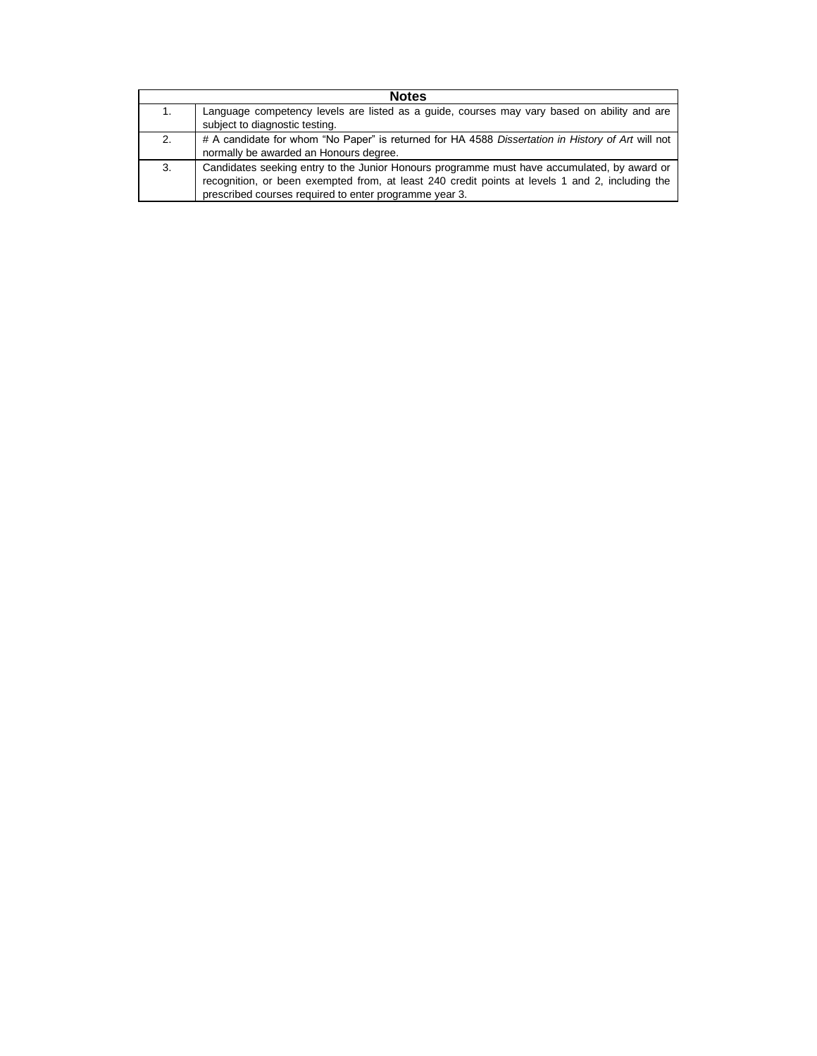| Notes | |
|---|---|
| 1. | Language competency levels are listed as a guide, courses may vary based on ability and are subject to diagnostic testing. |
| 2. | # A candidate for whom "No Paper" is returned for HA 4588 *Dissertation in History of Art* will not normally be awarded an Honours degree. |
| 3. | Candidates seeking entry to the Junior Honours programme must have accumulated, by award or recognition, or been exempted from, at least 240 credit points at levels 1 and 2, including the prescribed courses required to enter programme year 3. |